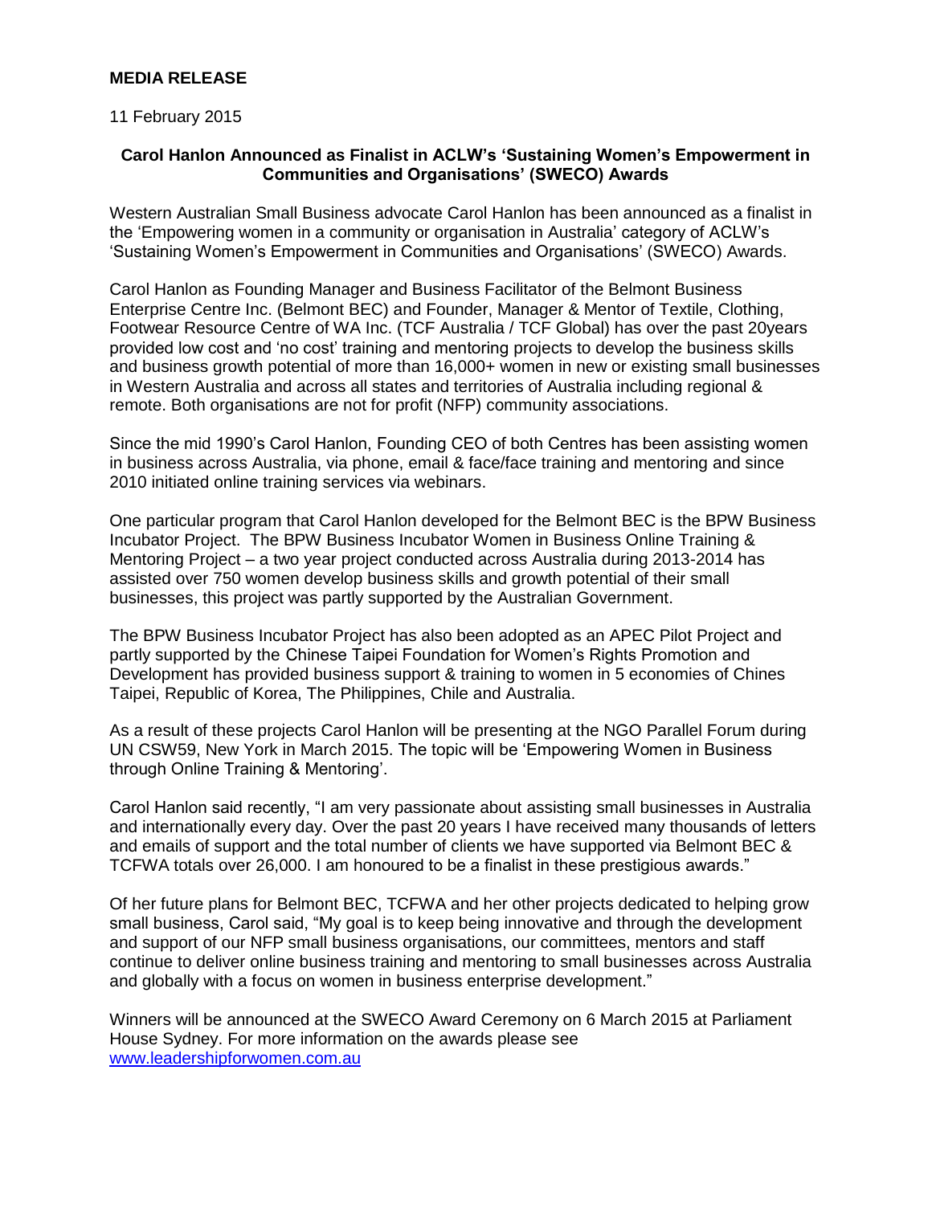**MEDIA RELEASE**

11 February 2015

**Carol Hanlon Announced as Finalist in ACLW's 'Sustaining Women's Empowerment in Communities and Organisations' (SWECO) Awards**

Western Australian Small Business advocate Carol Hanlon has been announced as a finalist in the 'Empowering women in a community or organisation in Australia' category of ACLW's 'Sustaining Women's Empowerment in Communities and Organisations' (SWECO) Awards.

Carol Hanlon as Founding Manager and Business Facilitator of the Belmont Business Enterprise Centre Inc. (Belmont BEC) and Founder, Manager & Mentor of Textile, Clothing, Footwear Resource Centre of WA Inc. (TCF Australia / TCF Global) has over the past 20years provided low cost and 'no cost' training and mentoring projects to develop the business skills and business growth potential of more than 16,000+ women in new or existing small businesses in Western Australia and across all states and territories of Australia including regional & remote. Both organisations are not for profit (NFP) community associations.

Since the mid 1990's Carol Hanlon, Founding CEO of both Centres has been assisting women in business across Australia, via phone, email & face/face training and mentoring and since 2010 initiated online training services via webinars.

One particular program that Carol Hanlon developed for the Belmont BEC is the BPW Business Incubator Project. The BPW Business Incubator Women in Business Online Training & Mentoring Project – a two year project conducted across Australia during 2013-2014 has assisted over 750 women develop business skills and growth potential of their small businesses, this project was partly supported by the Australian Government.

The BPW Business Incubator Project has also been adopted as an APEC Pilot Project and partly supported by the Chinese Taipei Foundation for Women's Rights Promotion and Development has provided business support & training to women in 5 economies of Chines Taipei, Republic of Korea, The Philippines, Chile and Australia.

As a result of these projects Carol Hanlon will be presenting at the NGO Parallel Forum during UN CSW59, New York in March 2015. The topic will be 'Empowering Women in Business through Online Training & Mentoring'.

Carol Hanlon said recently, "I am very passionate about assisting small businesses in Australia and internationally every day. Over the past 20 years I have received many thousands of letters and emails of support and the total number of clients we have supported via Belmont BEC & TCFWA totals over 26,000. I am honoured to be a finalist in these prestigious awards."

Of her future plans for Belmont BEC, TCFWA and her other projects dedicated to helping grow small business, Carol said, "My goal is to keep being innovative and through the development and support of our NFP small business organisations, our committees, mentors and staff continue to deliver online business training and mentoring to small businesses across Australia and globally with a focus on women in business enterprise development."

Winners will be announced at the SWECO Award Ceremony on 6 March 2015 at Parliament House Sydney. For more information on the awards please see [www.leadershipforwomen.com.au](http://www.leadershipforwomen.com.au)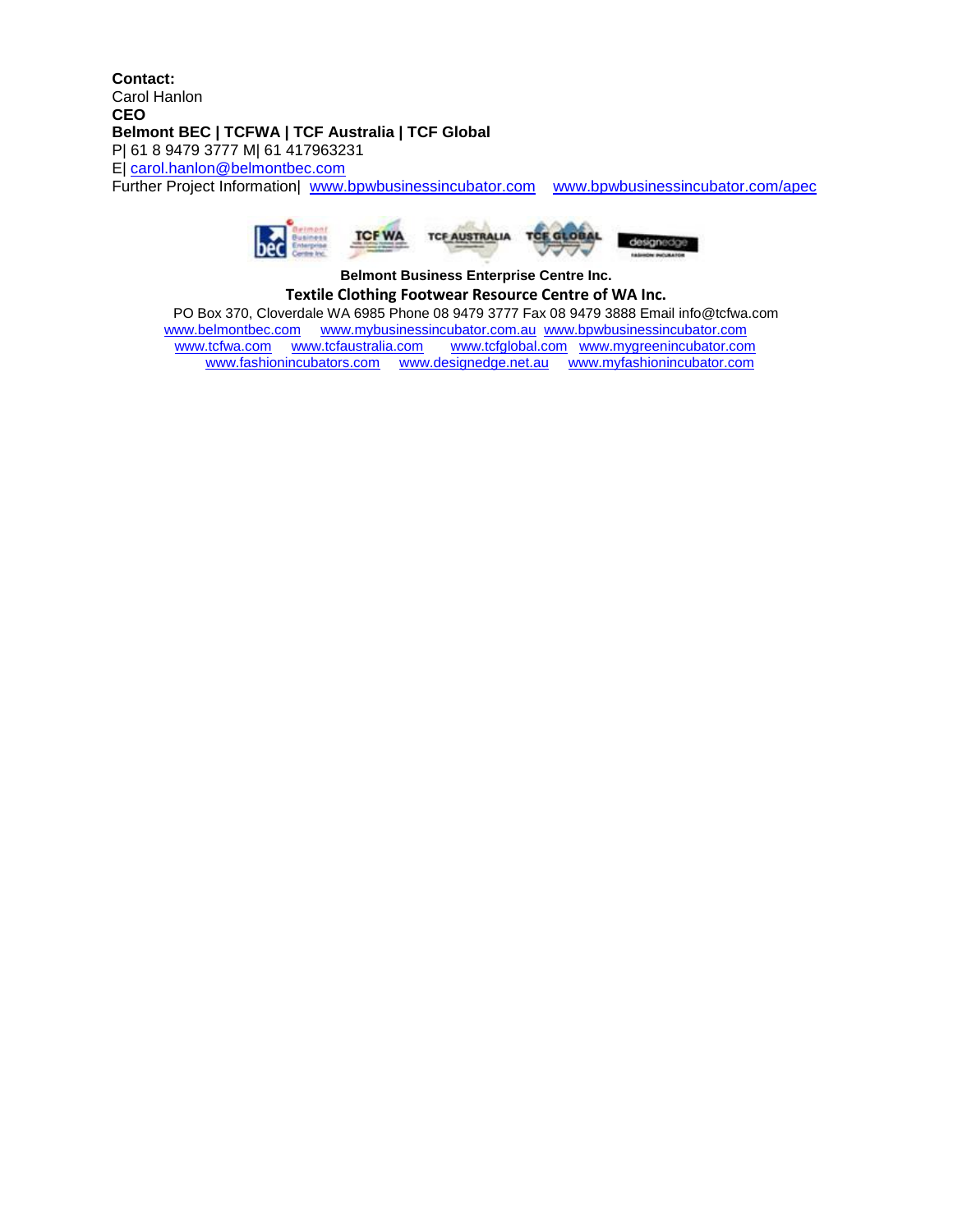**Contact:**
Carol Hanlon
**CEO**
**Belmont BEC | TCFWA | TCF Australia | TCF Global**
P| 61 8 9479 3777 M| 61 417963231
E| carol.hanlon@belmontbec.com
Further Project Information| www.bpwbusinessincubator.com www.bpwbusinessincubator.com/apec

**Belmont Business Enterprise Centre Inc.**
**Textile Clothing Footwear Resource Centre of WA Inc.**
PO Box 370, Cloverdale WA 6985 Phone 08 9479 3777 Fax 08 9479 3888 Email info@tcfwa.com
www.belmontbec.com www.mybusinessincubator.com.au www.bpwbusinessincubator.com
www.tcfwa.com www.tcfaustralia.com www.tcfglobal.com www.mygreenincubator.com
www.fashionincubators.com www.designedge.net.au www.myfashionincubator.com